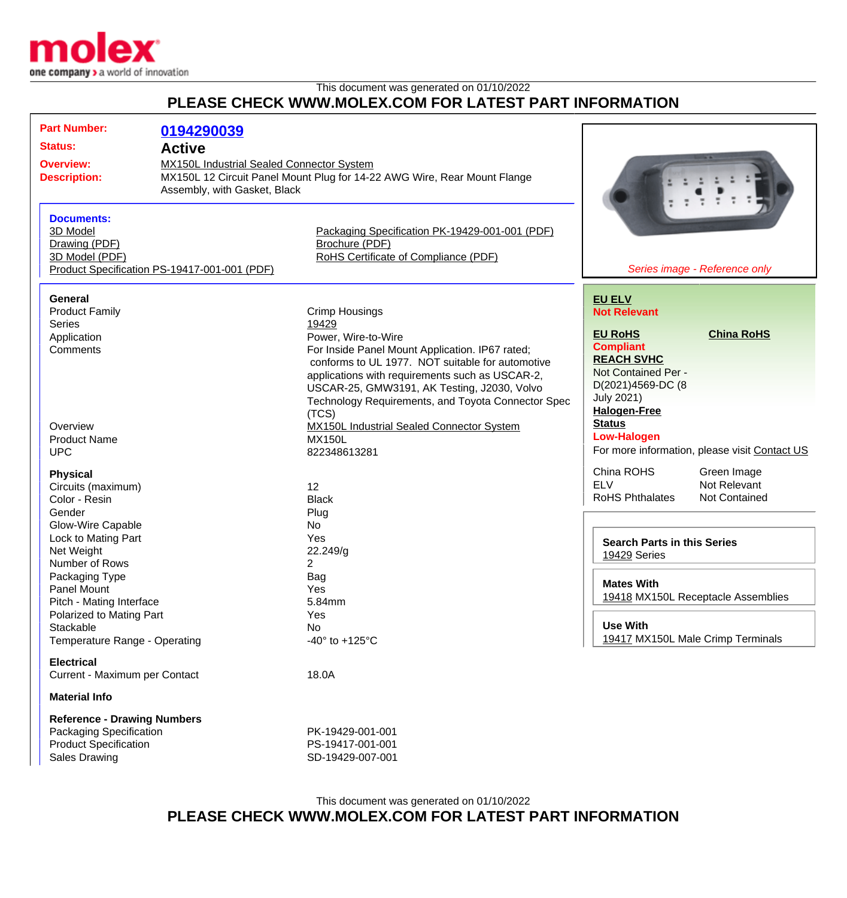This document was generated on 01/10/2022

## PLEASE CHECK WWW.MOLEX.COM FOR LATEST PART INFORMATION

**Part Number:** 0194290039

**Status:** Active

**Overview:** MX150L Industrial Sealed Connector System

**Description:** MX150L 12 Circuit Panel Mount Plug for 14-22 AWG Wire, Rear Mount Flange Assembly, with Gasket, Black

### Documents:

- 3D Model
- Drawing (PDF)
- 3D Model (PDF)
- Product Specification PS-19417-001-001 (PDF)
- Packaging Specification PK-19429-001-001 (PDF)
- Brochure (PDF)
- RoHS Certificate of Compliance (PDF)

*Series image - Reference only*

### General

| | |
|---|---|
| Product Family | Crimp Housings |
| Series | 19429 |
| Application | Power, Wire-to-Wire |
| Comments | For Inside Panel Mount Application. IP67 rated; conforms to UL 1977. NOT suitable for automotive applications with requirements such as USCAR-2, USCAR-25, GMW3191, AK Testing, J2030, Volvo Technology Requirements, and Toyota Connector Spec (TCS) |
| Overview | MX150L Industrial Sealed Connector System |
| Product Name | MX150L |
| UPC | 822348613281 |

### Physical

| | |
|---|---|
| Circuits (maximum) | 12 |
| Color - Resin | Black |
| Gender | Plug |
| Glow-Wire Capable | No |
| Lock to Mating Part | Yes |
| Net Weight | 22.249/g |
| Number of Rows | 2 |
| Packaging Type | Bag |
| Panel Mount | Yes |
| Pitch - Mating Interface | 5.84mm |
| Polarized to Mating Part | Yes |
| Stackable | No |
| Temperature Range - Operating | -40° to +125°C |

### Electrical

| | |
|---|---|
| Current - Maximum per Contact | 18.0A |

### Material Info

### Reference - Drawing Numbers

| | |
|---|---|
| Packaging Specification | PK-19429-001-001 |
| Product Specification | PS-19417-001-001 |
| Sales Drawing | SD-19429-007-001 |

**EU ELV**
**Not Relevant**

**EU RoHS**
**Compliant**

**China RoHS**

**REACH SVHC**
Not Contained Per - D(2021)4569-DC (8 July 2021)

**Halogen-Free Status**
**Low-Halogen**

For more information, please visit Contact US

| | |
|---|---|
| China ROHS | Green Image |
| ELV | Not Relevant |
| RoHS Phthalates | Not Contained |

**Search Parts in this Series**
19429 Series

**Mates With**
19418 MX150L Receptacle Assemblies

**Use With**
19417 MX150L Male Crimp Terminals

This document was generated on 01/10/2022

## PLEASE CHECK WWW.MOLEX.COM FOR LATEST PART INFORMATION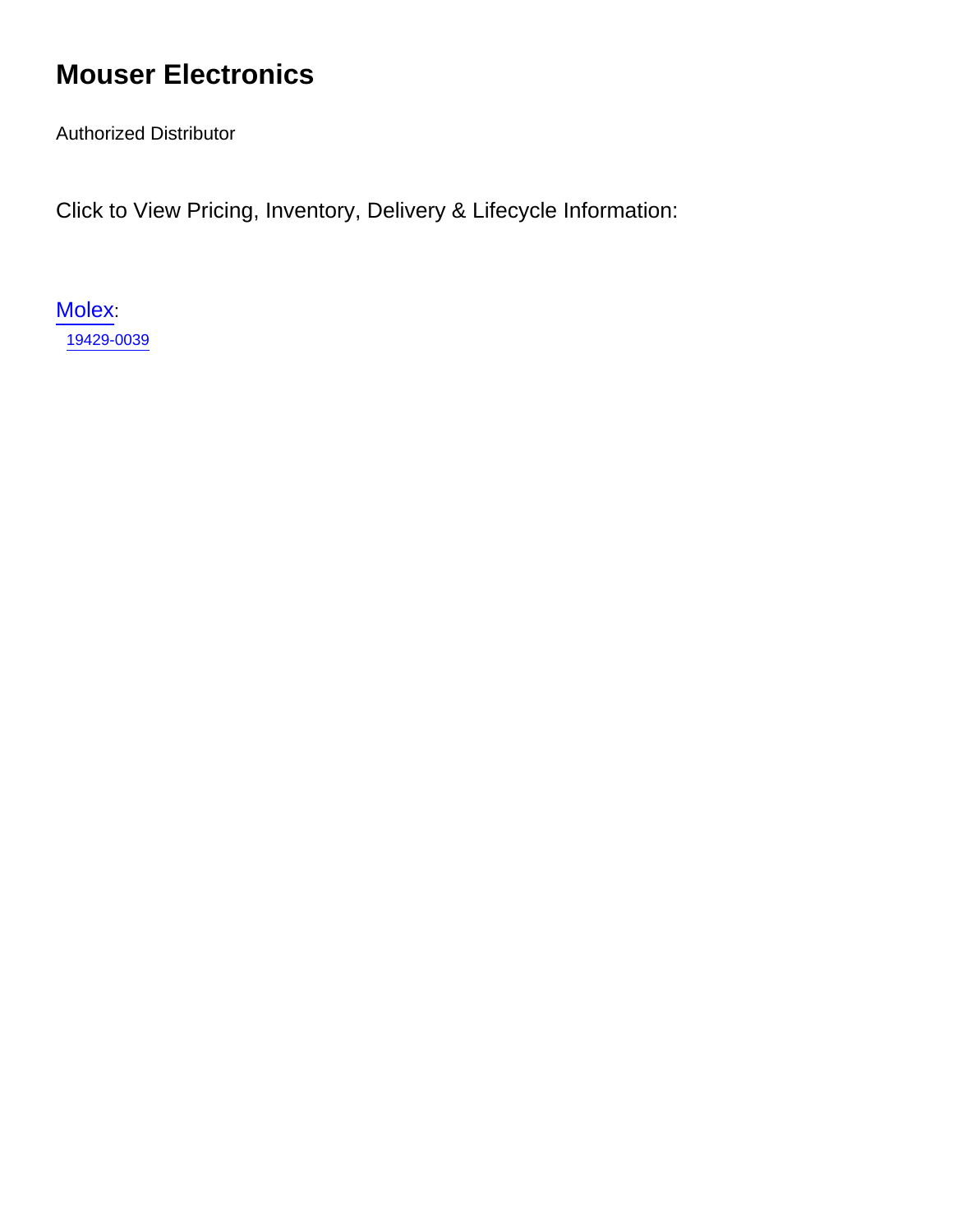# Mouser Electronics

Authorized Distributor

Click to View Pricing, Inventory, Delivery & Lifecycle Information:

Molex:

19429-0039